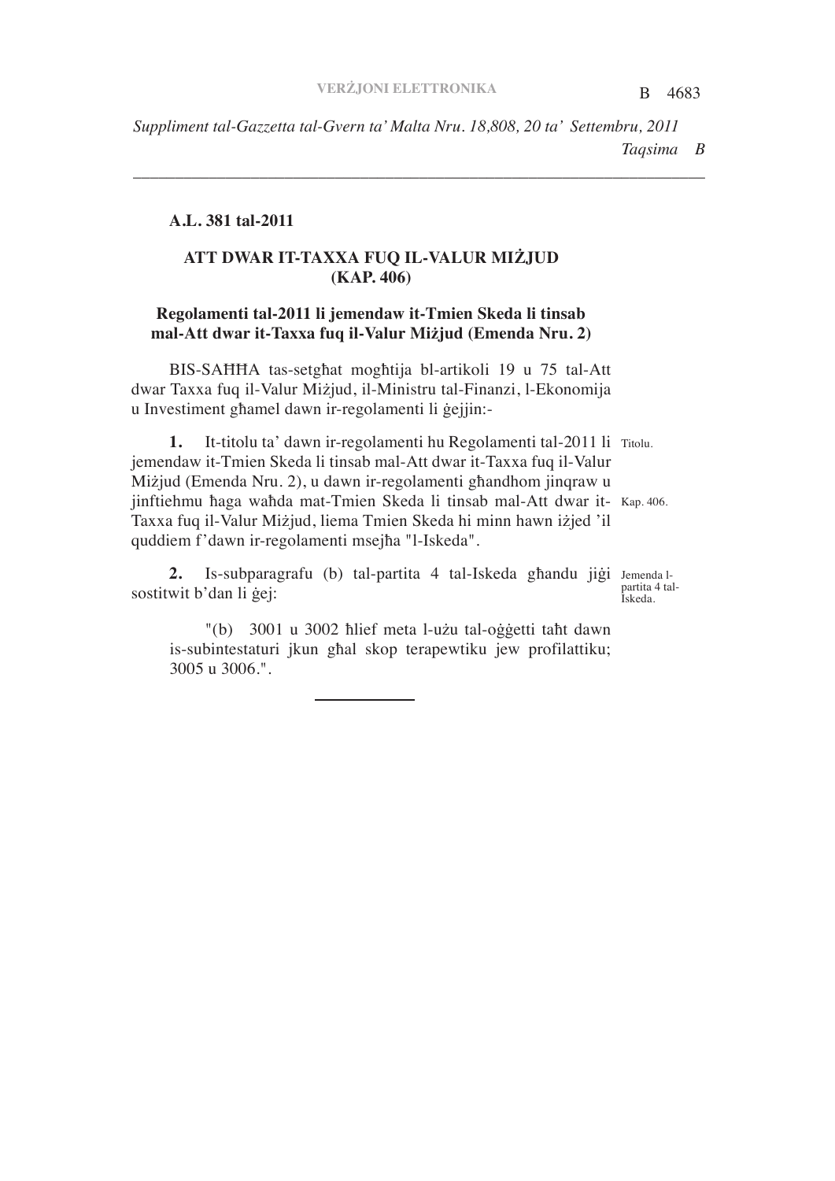**A.L. 381 tal-2011**

**ATT DWAR IT-TAXXA FUQ IL-VALUR MIŻJUD (KAP. 406)**

**Regolamenti tal-2011 li jemendaw it-Tmien Skeda li tinsab mal-Att dwar it-Taxxa fuq il-Valur Miżjud (Emenda Nru. 2)**

BIS-SAĦĦA tas-setgħat mogħtija bl-artikoli 19 u 75 tal-Att dwar Taxxa fuq il-Valur Miżjud, il-Ministru tal-Finanzi, l-Ekonomija u Investiment għamel dawn ir-regolamenti li ġejjin:-

Titolu.

**1.** It-titolu ta' dawn ir-regolamenti hu Regolamenti tal-2011 li jemendaw it-Tmien Skeda li tinsab mal-Att dwar it-Taxxa fuq il-Valur Miżjud (Emenda Nru. 2), u dawn ir-regolamenti għandhom jinqraw u jinftiehmu ħaga waħda mat-Tmien Skeda li tinsab mal-Att dwar it-Taxxa fuq il-Valur Miżjud, liema Tmien Skeda hi minn hawn iżjed 'il quddiem f'dawn ir-regolamenti msejħa "l-Iskeda".

Kap. 406.

Jemenda l-partita 4 tal-Iskeda.

**2.** Is-subparagrafu (b) tal-partita 4 tal-Iskeda għandu jiġi sostitwit b'dan li ġej:

"(b) 3001 u 3002 ħlief meta l-użu tal-oġġetti taħt dawn is-subintestaturi jkun għal skop terapewtiku jew profilattiku; 3005 u 3006.".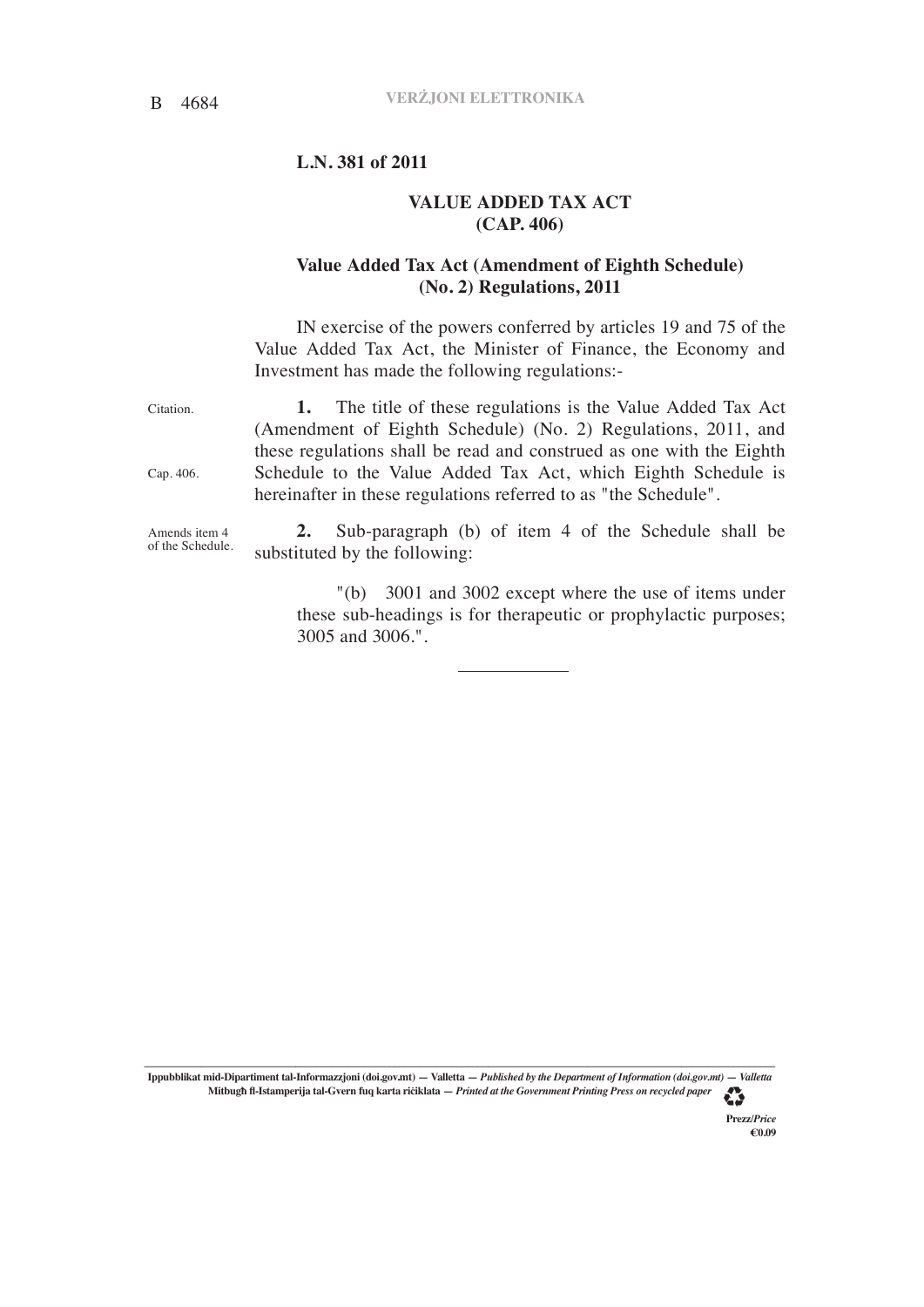**L.N. 381 of 2011**

**VALUE ADDED TAX ACT**
**(CAP. 406)**

**Value Added Tax Act (Amendment of Eighth Schedule) (No. 2) Regulations, 2011**

IN exercise of the powers conferred by articles 19 and 75 of the Value Added Tax Act, the Minister of Finance, the Economy and Investment has made the following regulations:-

Citation.

Cap. 406.

**1.** The title of these regulations is the Value Added Tax Act (Amendment of Eighth Schedule) (No. 2) Regulations, 2011, and these regulations shall be read and construed as one with the Eighth Schedule to the Value Added Tax Act, which Eighth Schedule is hereinafter in these regulations referred to as "the Schedule".

Amends item 4 of the Schedule.

**2.** Sub-paragraph (b) of item 4 of the Schedule shall be substituted by the following:

"(b) 3001 and 3002 except where the use of items under these sub-headings is for therapeutic or prophylactic purposes; 3005 and 3006.".

Ippubblikat mid-Dipartiment tal-Informazzjoni (doi.gov.mt) — Valletta — *Published by the Department of Information (doi.gov.mt) — Valletta*
Mitbugħ fl-Istamperija tal-Gvern fuq karta riċiklata — *Printed at the Government Printing Press on recycled paper*

Prezz/*Price*
€0.09